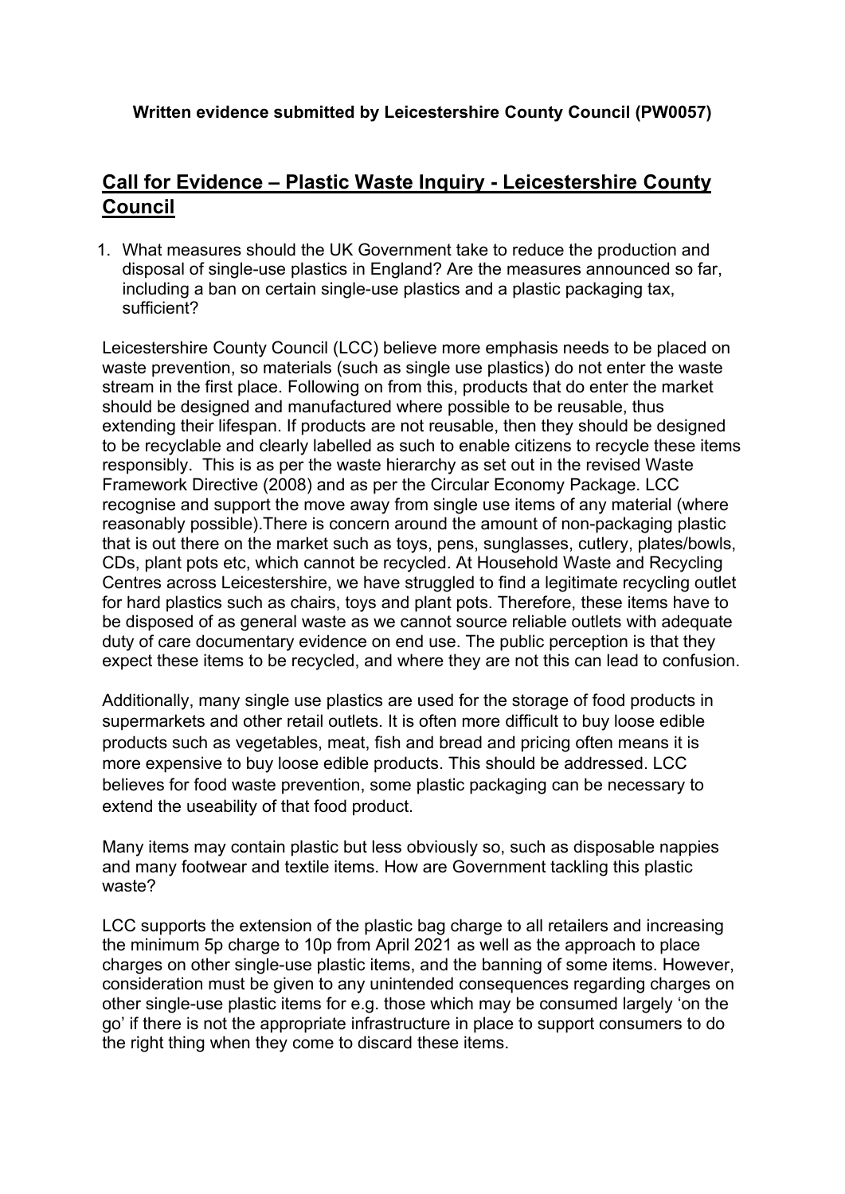**Written evidence submitted by Leicestershire County Council (PW0057)**

## Call for Evidence – Plastic Waste Inquiry - Leicestershire County Council

1. What measures should the UK Government take to reduce the production and disposal of single-use plastics in England? Are the measures announced so far, including a ban on certain single-use plastics and a plastic packaging tax, sufficient?

Leicestershire County Council (LCC) believe more emphasis needs to be placed on waste prevention, so materials (such as single use plastics) do not enter the waste stream in the first place. Following on from this, products that do enter the market should be designed and manufactured where possible to be reusable, thus extending their lifespan. If products are not reusable, then they should be designed to be recyclable and clearly labelled as such to enable citizens to recycle these items responsibly. This is as per the waste hierarchy as set out in the revised Waste Framework Directive (2008) and as per the Circular Economy Package. LCC recognise and support the move away from single use items of any material (where reasonably possible).There is concern around the amount of non-packaging plastic that is out there on the market such as toys, pens, sunglasses, cutlery, plates/bowls, CDs, plant pots etc, which cannot be recycled. At Household Waste and Recycling Centres across Leicestershire, we have struggled to find a legitimate recycling outlet for hard plastics such as chairs, toys and plant pots. Therefore, these items have to be disposed of as general waste as we cannot source reliable outlets with adequate duty of care documentary evidence on end use. The public perception is that they expect these items to be recycled, and where they are not this can lead to confusion.

Additionally, many single use plastics are used for the storage of food products in supermarkets and other retail outlets. It is often more difficult to buy loose edible products such as vegetables, meat, fish and bread and pricing often means it is more expensive to buy loose edible products. This should be addressed. LCC believes for food waste prevention, some plastic packaging can be necessary to extend the useability of that food product.

Many items may contain plastic but less obviously so, such as disposable nappies and many footwear and textile items. How are Government tackling this plastic waste?

LCC supports the extension of the plastic bag charge to all retailers and increasing the minimum 5p charge to 10p from April 2021 as well as the approach to place charges on other single-use plastic items, and the banning of some items. However, consideration must be given to any unintended consequences regarding charges on other single-use plastic items for e.g. those which may be consumed largely 'on the go' if there is not the appropriate infrastructure in place to support consumers to do the right thing when they come to discard these items.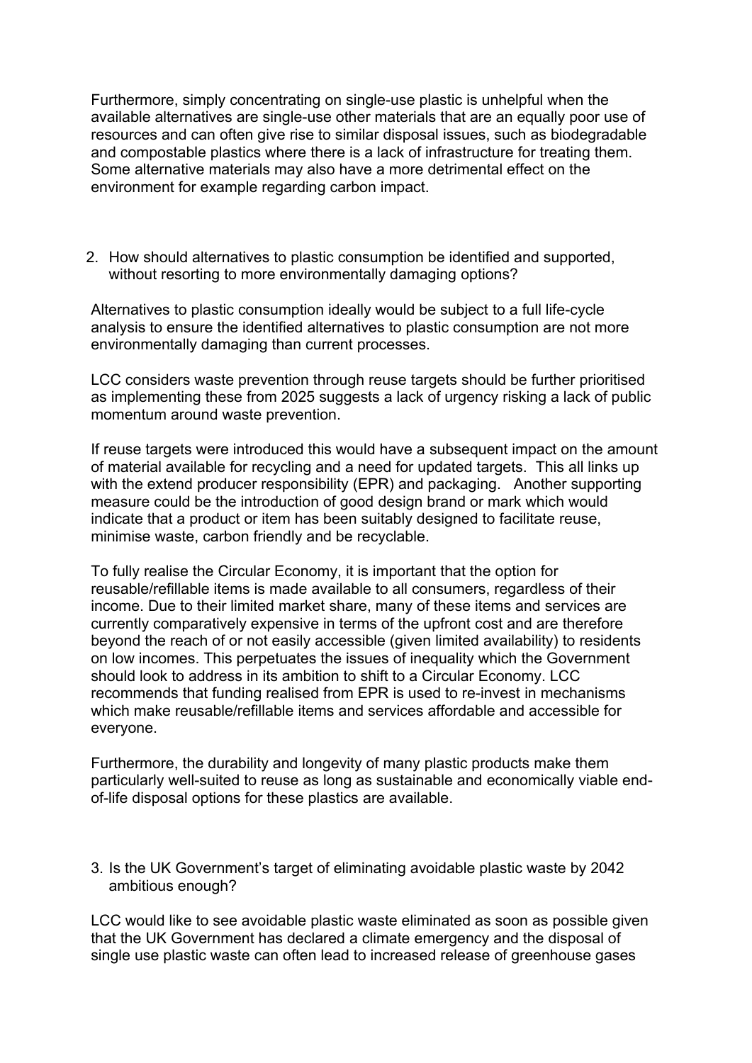Furthermore, simply concentrating on single-use plastic is unhelpful when the available alternatives are single-use other materials that are an equally poor use of resources and can often give rise to similar disposal issues, such as biodegradable and compostable plastics where there is a lack of infrastructure for treating them. Some alternative materials may also have a more detrimental effect on the environment for example regarding carbon impact.

2. How should alternatives to plastic consumption be identified and supported, without resorting to more environmentally damaging options?

Alternatives to plastic consumption ideally would be subject to a full life-cycle analysis to ensure the identified alternatives to plastic consumption are not more environmentally damaging than current processes.

LCC considers waste prevention through reuse targets should be further prioritised as implementing these from 2025 suggests a lack of urgency risking a lack of public momentum around waste prevention.

If reuse targets were introduced this would have a subsequent impact on the amount of material available for recycling and a need for updated targets. This all links up with the extend producer responsibility (EPR) and packaging. Another supporting measure could be the introduction of good design brand or mark which would indicate that a product or item has been suitably designed to facilitate reuse, minimise waste, carbon friendly and be recyclable.

To fully realise the Circular Economy, it is important that the option for reusable/refillable items is made available to all consumers, regardless of their income. Due to their limited market share, many of these items and services are currently comparatively expensive in terms of the upfront cost and are therefore beyond the reach of or not easily accessible (given limited availability) to residents on low incomes. This perpetuates the issues of inequality which the Government should look to address in its ambition to shift to a Circular Economy. LCC recommends that funding realised from EPR is used to re-invest in mechanisms which make reusable/refillable items and services affordable and accessible for everyone.

Furthermore, the durability and longevity of many plastic products make them particularly well-suited to reuse as long as sustainable and economically viable end-of-life disposal options for these plastics are available.

3. Is the UK Government's target of eliminating avoidable plastic waste by 2042 ambitious enough?

LCC would like to see avoidable plastic waste eliminated as soon as possible given that the UK Government has declared a climate emergency and the disposal of single use plastic waste can often lead to increased release of greenhouse gases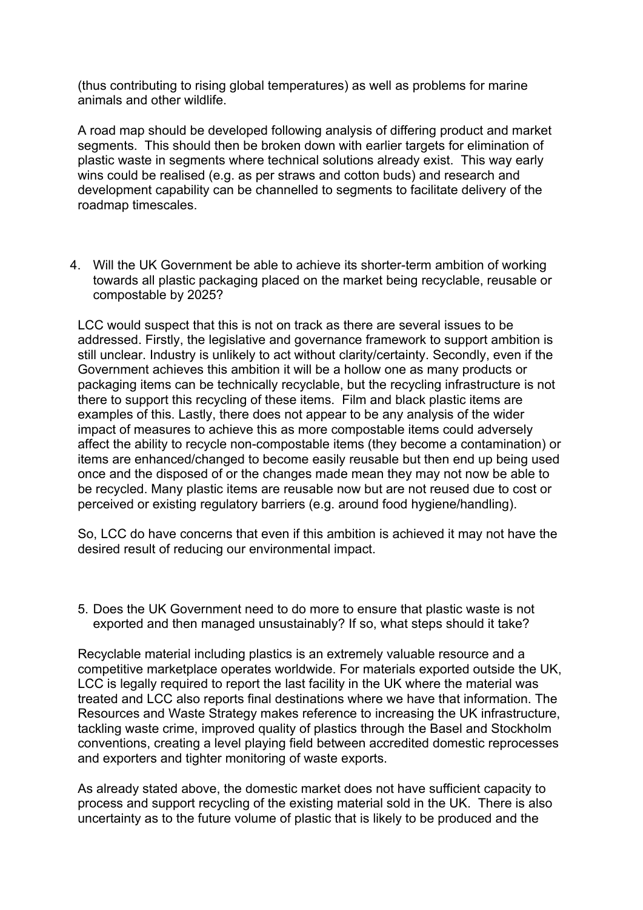(thus contributing to rising global temperatures) as well as problems for marine animals and other wildlife.

A road map should be developed following analysis of differing product and market segments. This should then be broken down with earlier targets for elimination of plastic waste in segments where technical solutions already exist. This way early wins could be realised (e.g. as per straws and cotton buds) and research and development capability can be channelled to segments to facilitate delivery of the roadmap timescales.

4. Will the UK Government be able to achieve its shorter-term ambition of working towards all plastic packaging placed on the market being recyclable, reusable or compostable by 2025?

LCC would suspect that this is not on track as there are several issues to be addressed. Firstly, the legislative and governance framework to support ambition is still unclear. Industry is unlikely to act without clarity/certainty. Secondly, even if the Government achieves this ambition it will be a hollow one as many products or packaging items can be technically recyclable, but the recycling infrastructure is not there to support this recycling of these items. Film and black plastic items are examples of this. Lastly, there does not appear to be any analysis of the wider impact of measures to achieve this as more compostable items could adversely affect the ability to recycle non-compostable items (they become a contamination) or items are enhanced/changed to become easily reusable but then end up being used once and the disposed of or the changes made mean they may not now be able to be recycled. Many plastic items are reusable now but are not reused due to cost or perceived or existing regulatory barriers (e.g. around food hygiene/handling).

So, LCC do have concerns that even if this ambition is achieved it may not have the desired result of reducing our environmental impact.

5. Does the UK Government need to do more to ensure that plastic waste is not exported and then managed unsustainably? If so, what steps should it take?

Recyclable material including plastics is an extremely valuable resource and a competitive marketplace operates worldwide. For materials exported outside the UK, LCC is legally required to report the last facility in the UK where the material was treated and LCC also reports final destinations where we have that information. The Resources and Waste Strategy makes reference to increasing the UK infrastructure, tackling waste crime, improved quality of plastics through the Basel and Stockholm conventions, creating a level playing field between accredited domestic reprocesses and exporters and tighter monitoring of waste exports.

As already stated above, the domestic market does not have sufficient capacity to process and support recycling of the existing material sold in the UK. There is also uncertainty as to the future volume of plastic that is likely to be produced and the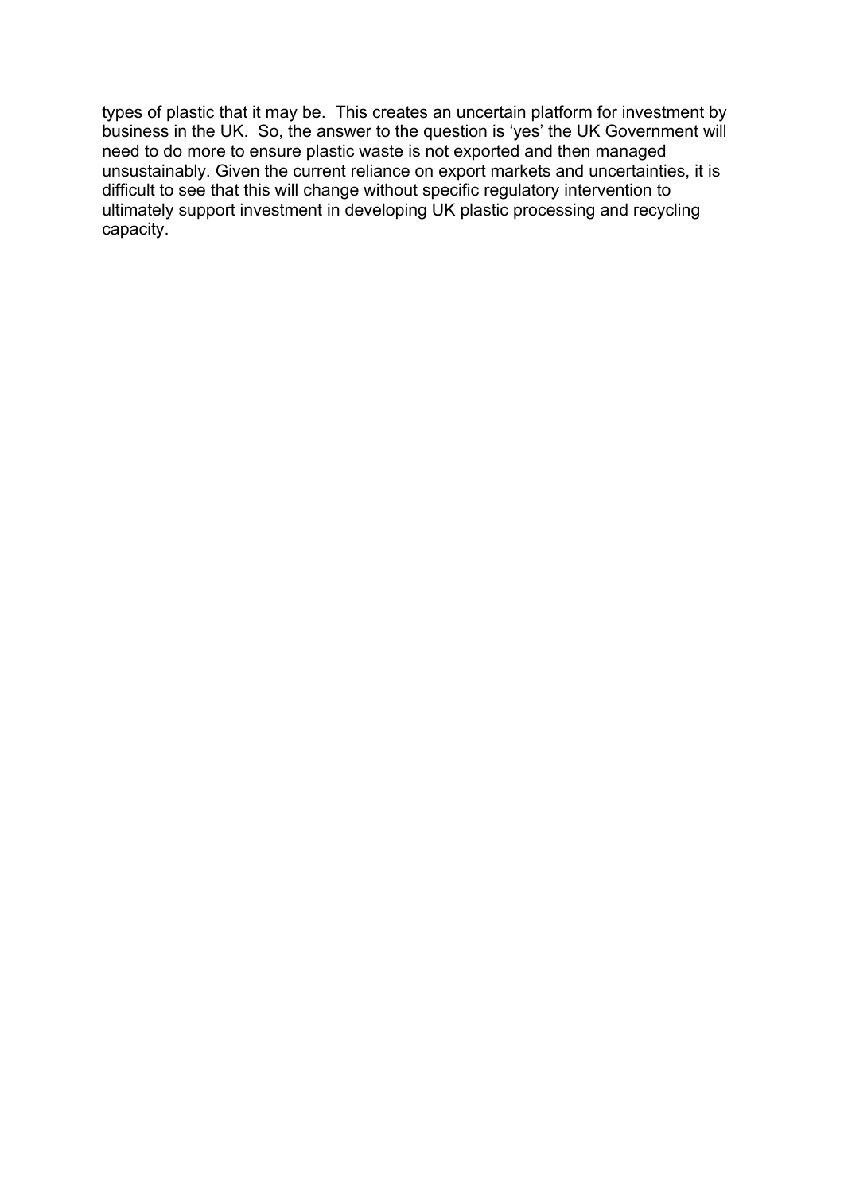types of plastic that it may be. This creates an uncertain platform for investment by business in the UK. So, the answer to the question is 'yes' the UK Government will need to do more to ensure plastic waste is not exported and then managed unsustainably. Given the current reliance on export markets and uncertainties, it is difficult to see that this will change without specific regulatory intervention to ultimately support investment in developing UK plastic processing and recycling capacity.